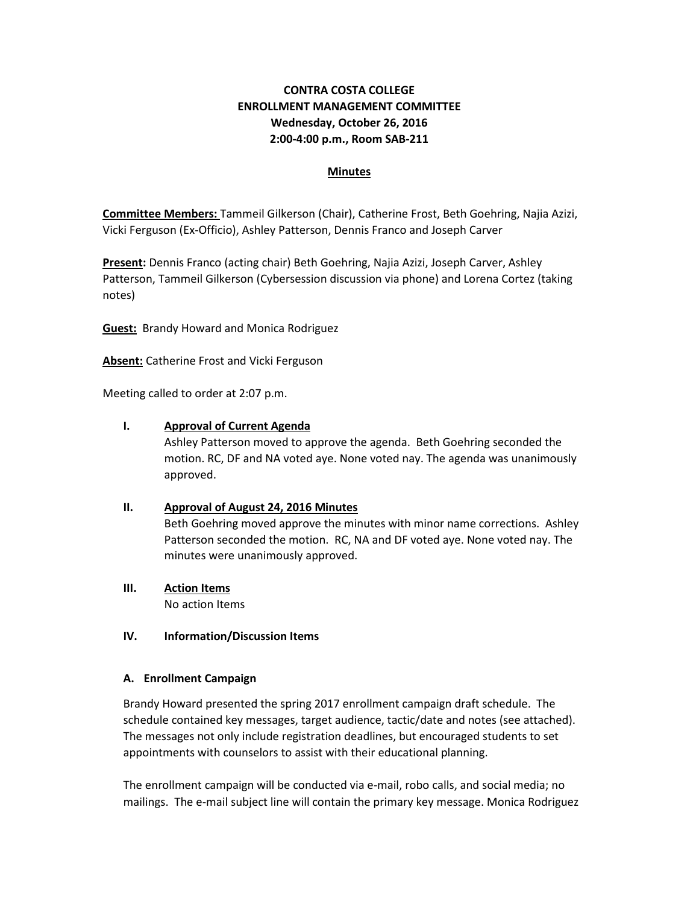**CONTRA COSTA COLLEGE**
**ENROLLMENT MANAGEMENT COMMITTEE**
**Wednesday, October 26, 2016**
**2:00-4:00 p.m., Room SAB-211**

**Minutes**

**Committee Members:** Tammeil Gilkerson (Chair), Catherine Frost, Beth Goehring, Najia Azizi, Vicki Ferguson (Ex-Officio), Ashley Patterson, Dennis Franco and Joseph Carver

**Present:** Dennis Franco (acting chair) Beth Goehring, Najia Azizi, Joseph Carver, Ashley Patterson, Tammeil Gilkerson (Cybersession discussion via phone) and Lorena Cortez (taking notes)

**Guest:** Brandy Howard and Monica Rodriguez

**Absent:** Catherine Frost and Vicki Ferguson

Meeting called to order at 2:07 p.m.

**I. Approval of Current Agenda**

Ashley Patterson moved to approve the agenda. Beth Goehring seconded the motion. RC, DF and NA voted aye. None voted nay. The agenda was unanimously approved.

**II. Approval of August 24, 2016 Minutes**

Beth Goehring moved approve the minutes with minor name corrections. Ashley Patterson seconded the motion. RC, NA and DF voted aye. None voted nay. The minutes were unanimously approved.

**III. Action Items**

No action Items

**IV. Information/Discussion Items**

**A. Enrollment Campaign**

Brandy Howard presented the spring 2017 enrollment campaign draft schedule. The schedule contained key messages, target audience, tactic/date and notes (see attached). The messages not only include registration deadlines, but encouraged students to set appointments with counselors to assist with their educational planning.

The enrollment campaign will be conducted via e-mail, robo calls, and social media; no mailings. The e-mail subject line will contain the primary key message. Monica Rodriguez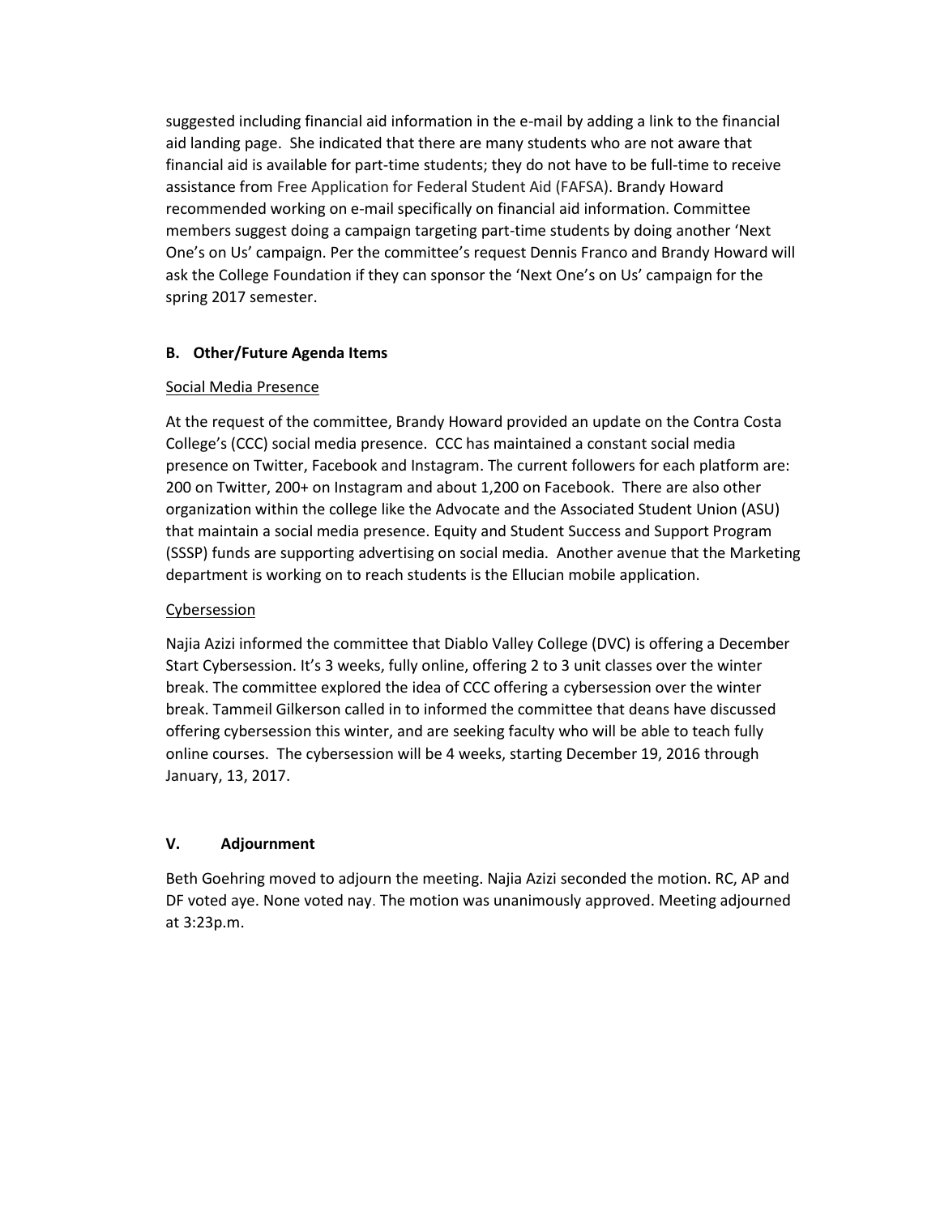suggested including financial aid information in the e-mail by adding a link to the financial aid landing page. She indicated that there are many students who are not aware that financial aid is available for part-time students; they do not have to be full-time to receive assistance from Free Application for Federal Student Aid (FAFSA). Brandy Howard recommended working on e-mail specifically on financial aid information. Committee members suggest doing a campaign targeting part-time students by doing another 'Next One's on Us' campaign. Per the committee's request Dennis Franco and Brandy Howard will ask the College Foundation if they can sponsor the 'Next One's on Us' campaign for the spring 2017 semester.

**B. Other/Future Agenda Items**

Social Media Presence

At the request of the committee, Brandy Howard provided an update on the Contra Costa College's (CCC) social media presence. CCC has maintained a constant social media presence on Twitter, Facebook and Instagram. The current followers for each platform are: 200 on Twitter, 200+ on Instagram and about 1,200 on Facebook. There are also other organization within the college like the Advocate and the Associated Student Union (ASU) that maintain a social media presence. Equity and Student Success and Support Program (SSSP) funds are supporting advertising on social media. Another avenue that the Marketing department is working on to reach students is the Ellucian mobile application.

Cybersession

Najia Azizi informed the committee that Diablo Valley College (DVC) is offering a December Start Cybersession. It's 3 weeks, fully online, offering 2 to 3 unit classes over the winter break. The committee explored the idea of CCC offering a cybersession over the winter break. Tammeil Gilkerson called in to informed the committee that deans have discussed offering cybersession this winter, and are seeking faculty who will be able to teach fully online courses. The cybersession will be 4 weeks, starting December 19, 2016 through January, 13, 2017.

## V. Adjournment

Beth Goehring moved to adjourn the meeting. Najia Azizi seconded the motion. RC, AP and DF voted aye. None voted nay. The motion was unanimously approved. Meeting adjourned at 3:23p.m.